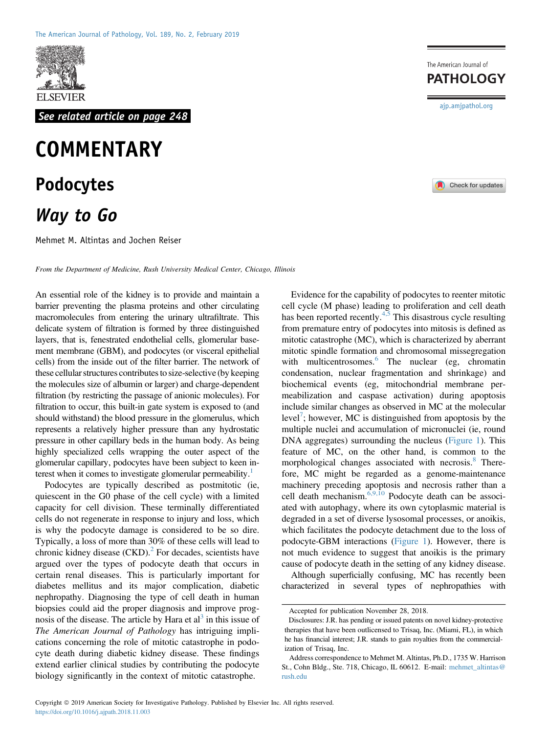See related article on page 248

# COMMENTARY

# Podocytes

## *Way to Go*

Mehmet M. Altintas and Jochen Reiser

*From the Department of Medicine, Rush University Medical Center, Chicago, Illinois*

An essential role of the kidney is to provide and maintain a barrier preventing the plasma proteins and other circulating macromolecules from entering the urinary ultrafiltrate. This delicate system of filtration is formed by three distinguished layers, that is, fenestrated endothelial cells, glomerular basement membrane (GBM), and podocytes (or visceral epithelial cells) from the inside out of the filter barrier. The network of these cellular structures contributes to size-selective (by keeping the molecules size of albumin or larger) and charge-dependent filtration (by restricting the passage of anionic molecules). For filtration to occur, this built-in gate system is exposed to (and should withstand) the blood pressure in the glomerulus, which represents a relatively higher pressure than any hydrostatic pressure in other capillary beds in the human body. As being highly specialized cells wrapping the outer aspect of the glomerular capillary, podocytes have been subject to keen interest when it comes to investigate glomerular permeability.[1]

Podocytes are typically described as postmitotic (ie, quiescent in the G0 phase of the cell cycle) with a limited capacity for cell division. These terminally differentiated cells do not regenerate in response to injury and loss, which is why the podocyte damage is considered to be so dire. Typically, a loss of more than 30% of these cells will lead to chronic kidney disease (CKD).[2] For decades, scientists have argued over the types of podocyte death that occurs in certain renal diseases. This is particularly important for diabetes mellitus and its major complication, diabetic nephropathy. Diagnosing the type of cell death in human biopsies could aid the proper diagnosis and improve prognosis of the disease. The article by Hara et al[3] in this issue of *The American Journal of Pathology* has intriguing implications concerning the role of mitotic catastrophe in podocyte death during diabetic kidney disease. These findings extend earlier clinical studies by contributing the podocyte biology significantly in the context of mitotic catastrophe.

Evidence for the capability of podocytes to reenter mitotic cell cycle (M phase) leading to proliferation and cell death has been reported recently.[4,5] This disastrous cycle resulting from premature entry of podocytes into mitosis is defined as mitotic catastrophe (MC), which is characterized by aberrant mitotic spindle formation and chromosomal missegregation with multicentrosomes.[6] The nuclear (eg, chromatin condensation, nuclear fragmentation and shrinkage) and biochemical events (eg, mitochondrial membrane permeabilization and caspase activation) during apoptosis include similar changes as observed in MC at the molecular level[7]; however, MC is distinguished from apoptosis by the multiple nuclei and accumulation of micronuclei (ie, round DNA aggregates) surrounding the nucleus (Figure 1). This feature of MC, on the other hand, is common to the morphological changes associated with necrosis.[8] Therefore, MC might be regarded as a genome-maintenance machinery preceding apoptosis and necrosis rather than a cell death mechanism.[6,9,10] Podocyte death can be associated with autophagy, where its own cytoplasmic material is degraded in a set of diverse lysosomal processes, or anoikis, which facilitates the podocyte detachment due to the loss of podocyte-GBM interactions (Figure 1). However, there is not much evidence to suggest that anoikis is the primary cause of podocyte death in the setting of any kidney disease.

Although superficially confusing, MC has recently been characterized in several types of nephropathies with

Accepted for publication November 28, 2018.

Disclosures: J.R. has pending or issued patents on novel kidney-protective therapies that have been outlicensed to Trisaq, Inc. (Miami, FL), in which he has financial interest; J.R. stands to gain royalties from the commercialization of Trisaq, Inc.

Address correspondence to Mehmet M. Altintas, Ph.D., 1735 W. Harrison St., Cohn Bldg., Ste. 718, Chicago, IL 60612. E-mail: mehmet_altintas@rush.edu

Copyright © 2019 American Society for Investigative Pathology. Published by Elsevier Inc. All rights reserved.
https://doi.org/10.1016/j.ajpath.2018.11.003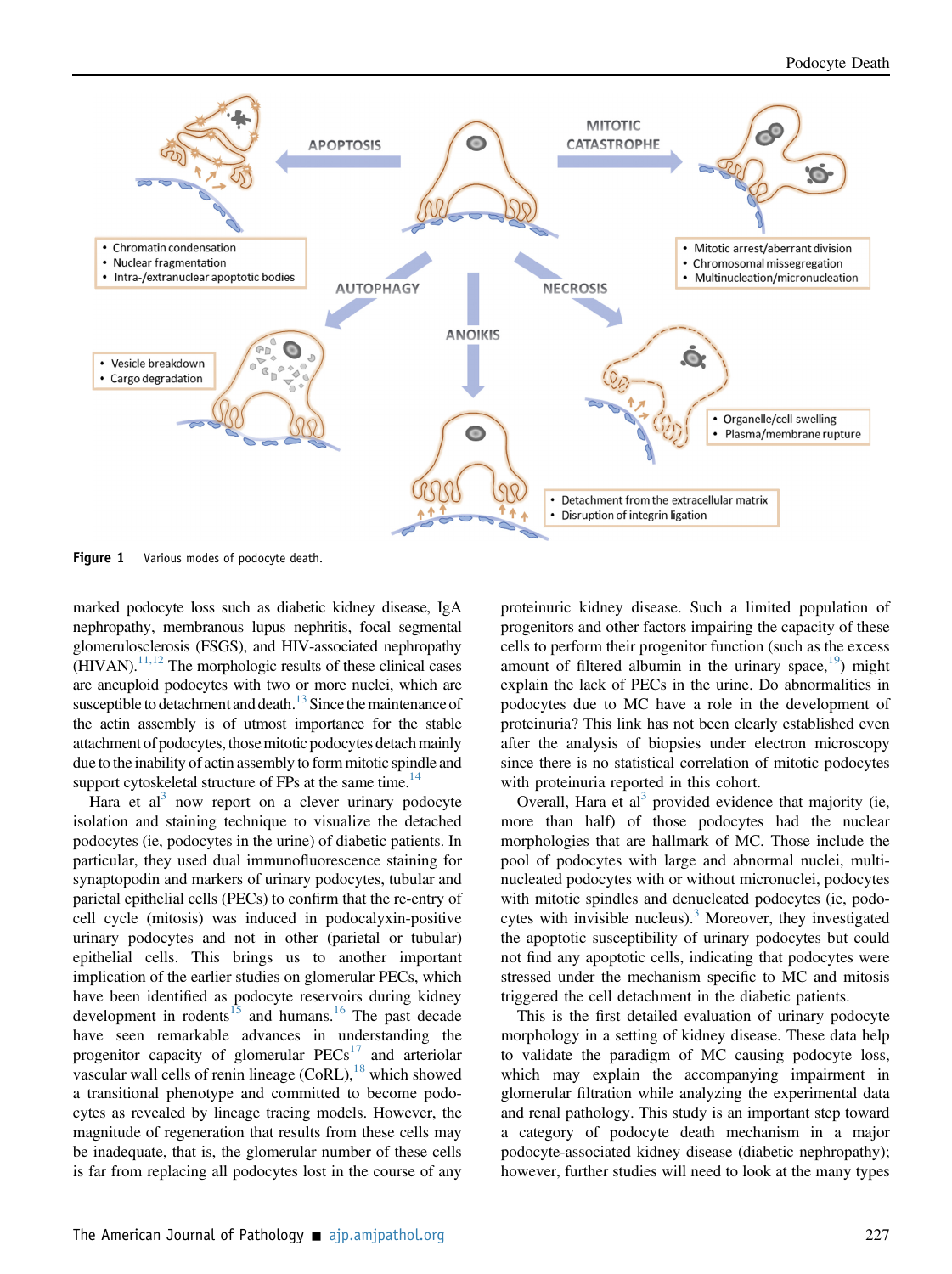Figure 1 Various modes of podocyte death.

marked podocyte loss such as diabetic kidney disease, IgA nephropathy, membranous lupus nephritis, focal segmental glomerulosclerosis (FSGS), and HIV-associated nephropathy (HIVAN).[11,12] The morphologic results of these clinical cases are aneuploid podocytes with two or more nuclei, which are susceptible to detachment and death.[13] Since the maintenance of the actin assembly is of utmost importance for the stable attachment of podocytes, those mitotic podocytes detach mainly due to the inability of actin assembly to form mitotic spindle and support cytoskeletal structure of FPs at the same time.[14]

Hara et al[3] now report on a clever urinary podocyte isolation and staining technique to visualize the detached podocytes (ie, podocytes in the urine) of diabetic patients. In particular, they used dual immunofluorescence staining for synaptopodin and markers of urinary podocytes, tubular and parietal epithelial cells (PECs) to confirm that the re-entry of cell cycle (mitosis) was induced in podocalyxin-positive urinary podocytes and not in other (parietal or tubular) epithelial cells. This brings us to another important implication of the earlier studies on glomerular PECs, which have been identified as podocyte reservoirs during kidney development in rodents[15] and humans.[16] The past decade have seen remarkable advances in understanding the progenitor capacity of glomerular PECs[17] and arteriolar vascular wall cells of renin lineage (CoRL),[18] which showed a transitional phenotype and committed to become podocytes as revealed by lineage tracing models. However, the magnitude of regeneration that results from these cells may be inadequate, that is, the glomerular number of these cells is far from replacing all podocytes lost in the course of any proteinuric kidney disease. Such a limited population of progenitors and other factors impairing the capacity of these cells to perform their progenitor function (such as the excess amount of filtered albumin in the urinary space,[19]) might explain the lack of PECs in the urine. Do abnormalities in podocytes due to MC have a role in the development of proteinuria? This link has not been clearly established even after the analysis of biopsies under electron microscopy since there is no statistical correlation of mitotic podocytes with proteinuria reported in this cohort.

Overall, Hara et al[3] provided evidence that majority (ie, more than half) of those podocytes had the nuclear morphologies that are hallmark of MC. Those include the pool of podocytes with large and abnormal nuclei, multinucleated podocytes with or without micronuclei, podocytes with mitotic spindles and denucleated podocytes (ie, podocytes with invisible nucleus).[3] Moreover, they investigated the apoptotic susceptibility of urinary podocytes but could not find any apoptotic cells, indicating that podocytes were stressed under the mechanism specific to MC and mitosis triggered the cell detachment in the diabetic patients.

This is the first detailed evaluation of urinary podocyte morphology in a setting of kidney disease. These data help to validate the paradigm of MC causing podocyte loss, which may explain the accompanying impairment in glomerular filtration while analyzing the experimental data and renal pathology. This study is an important step toward a category of podocyte death mechanism in a major podocyte-associated kidney disease (diabetic nephropathy); however, further studies will need to look at the many types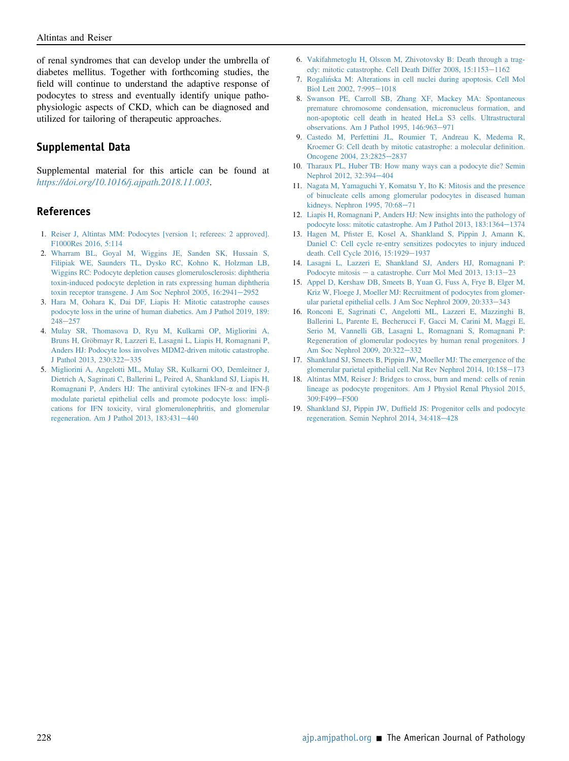of renal syndromes that can develop under the umbrella of diabetes mellitus. Together with forthcoming studies, the field will continue to understand the adaptive response of podocytes to stress and eventually identify unique pathophysiologic aspects of CKD, which can be diagnosed and utilized for tailoring of therapeutic approaches.

## Supplemental Data

Supplemental material for this article can be found at *https://doi.org/10.1016/j.ajpath.2018.11.003*.

## References

1. Reiser J, Altintas MM: Podocytes [version 1; referees: 2 approved]. F1000Res 2016, 5:114
2. Wharram BL, Goyal M, Wiggins JE, Sanden SK, Hussain S, Filipiak WE, Saunders TL, Dysko RC, Kohno K, Holzman LB, Wiggins RC: Podocyte depletion causes glomerulosclerosis: diphtheria toxin-induced podocyte depletion in rats expressing human diphtheria toxin receptor transgene. J Am Soc Nephrol 2005, 16:2941−2952
3. Hara M, Oohara K, Dai DF, Liapis H: Mitotic catastrophe causes podocyte loss in the urine of human diabetics. Am J Pathol 2019, 189:248−257
4. Mulay SR, Thomasova D, Ryu M, Kulkarni OP, Migliorini A, Bruns H, Gröbmayr R, Lazzeri E, Lasagni L, Liapis H, Romagnani P, Anders HJ: Podocyte loss involves MDM2-driven mitotic catastrophe. J Pathol 2013, 230:322−335
5. Migliorini A, Angelotti ML, Mulay SR, Kulkarni OO, Demleitner J, Dietrich A, Sagrinati C, Ballerini L, Peired A, Shankland SJ, Liapis H, Romagnani P, Anders HJ: The antiviral cytokines IFN-α and IFN-β modulate parietal epithelial cells and promote podocyte loss: implications for IFN toxicity, viral glomerulonephritis, and glomerular regeneration. Am J Pathol 2013, 183:431−440
6. Vakifahmetoglu H, Olsson M, Zhivotovsky B: Death through a tragedy: mitotic catastrophe. Cell Death Differ 2008, 15:1153−1162
7. Rogalińska M: Alterations in cell nuclei during apoptosis. Cell Mol Biol Lett 2002, 7:995−1018
8. Swanson PE, Carroll SB, Zhang XF, Mackey MA: Spontaneous premature chromosome condensation, micronucleus formation, and non-apoptotic cell death in heated HeLa S3 cells. Ultrastructural observations. Am J Pathol 1995, 146:963−971
9. Castedo M, Perfettini JL, Roumier T, Andreau K, Medema R, Kroemer G: Cell death by mitotic catastrophe: a molecular definition. Oncogene 2004, 23:2825−2837
10. Tharaux PL, Huber TB: How many ways can a podocyte die? Semin Nephrol 2012, 32:394−404
11. Nagata M, Yamaguchi Y, Komatsu Y, Ito K: Mitosis and the presence of binucleate cells among glomerular podocytes in diseased human kidneys. Nephron 1995, 70:68−71
12. Liapis H, Romagnani P, Anders HJ: New insights into the pathology of podocyte loss: mitotic catastrophe. Am J Pathol 2013, 183:1364−1374
13. Hagen M, Pfister E, Kosel A, Shankland S, Pippin J, Amann K, Daniel C: Cell cycle re-entry sensitizes podocytes to injury induced death. Cell Cycle 2016, 15:1929−1937
14. Lasagni L, Lazzeri E, Shankland SJ, Anders HJ, Romagnani P: Podocyte mitosis − a catastrophe. Curr Mol Med 2013, 13:13−23
15. Appel D, Kershaw DB, Smeets B, Yuan G, Fuss A, Frye B, Elger M, Kriz W, Floege J, Moeller MJ: Recruitment of podocytes from glomerular parietal epithelial cells. J Am Soc Nephrol 2009, 20:333−343
16. Ronconi E, Sagrinati C, Angelotti ML, Lazzeri E, Mazzinghi B, Ballerini L, Parente E, Becherucci F, Gacci M, Carini M, Maggi E, Serio M, Vannelli GB, Lasagni L, Romagnani S, Romagnani P: Regeneration of glomerular podocytes by human renal progenitors. J Am Soc Nephrol 2009, 20:322−332
17. Shankland SJ, Smeets B, Pippin JW, Moeller MJ: The emergence of the glomerular parietal epithelial cell. Nat Rev Nephrol 2014, 10:158−173
18. Altintas MM, Reiser J: Bridges to cross, burn and mend: cells of renin lineage as podocyte progenitors. Am J Physiol Renal Physiol 2015, 309:F499−F500
19. Shankland SJ, Pippin JW, Duffield JS: Progenitor cells and podocyte regeneration. Semin Nephrol 2014, 34:418−428